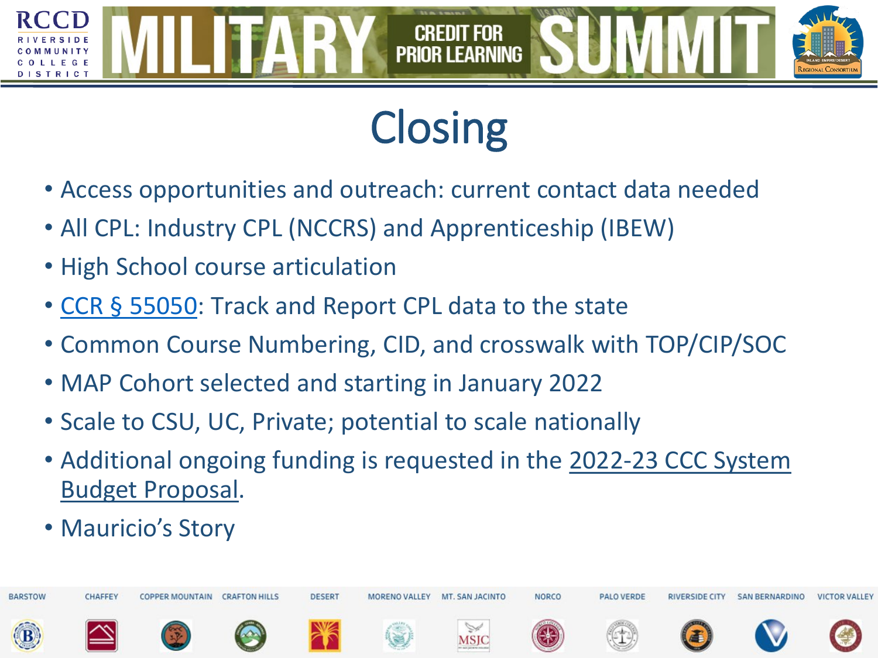# Closing

- Access opportunities and outreach: current contact data needed
- All CPL: Industry CPL (NCCRS) and Apprenticeship (IBEW)
- High School course articulation
- CCR § 55050: Track and Report CPL data to the state
- Common Course Numbering, CID, and crosswalk with TOP/CIP/SOC
- MAP Cohort selected and starting in January 2022
- Scale to CSU, UC, Private; potential to scale nationally
- Additional ongoing funding is requested in the 2022-23 CCC System Budget Proposal.
- Mauricio's Story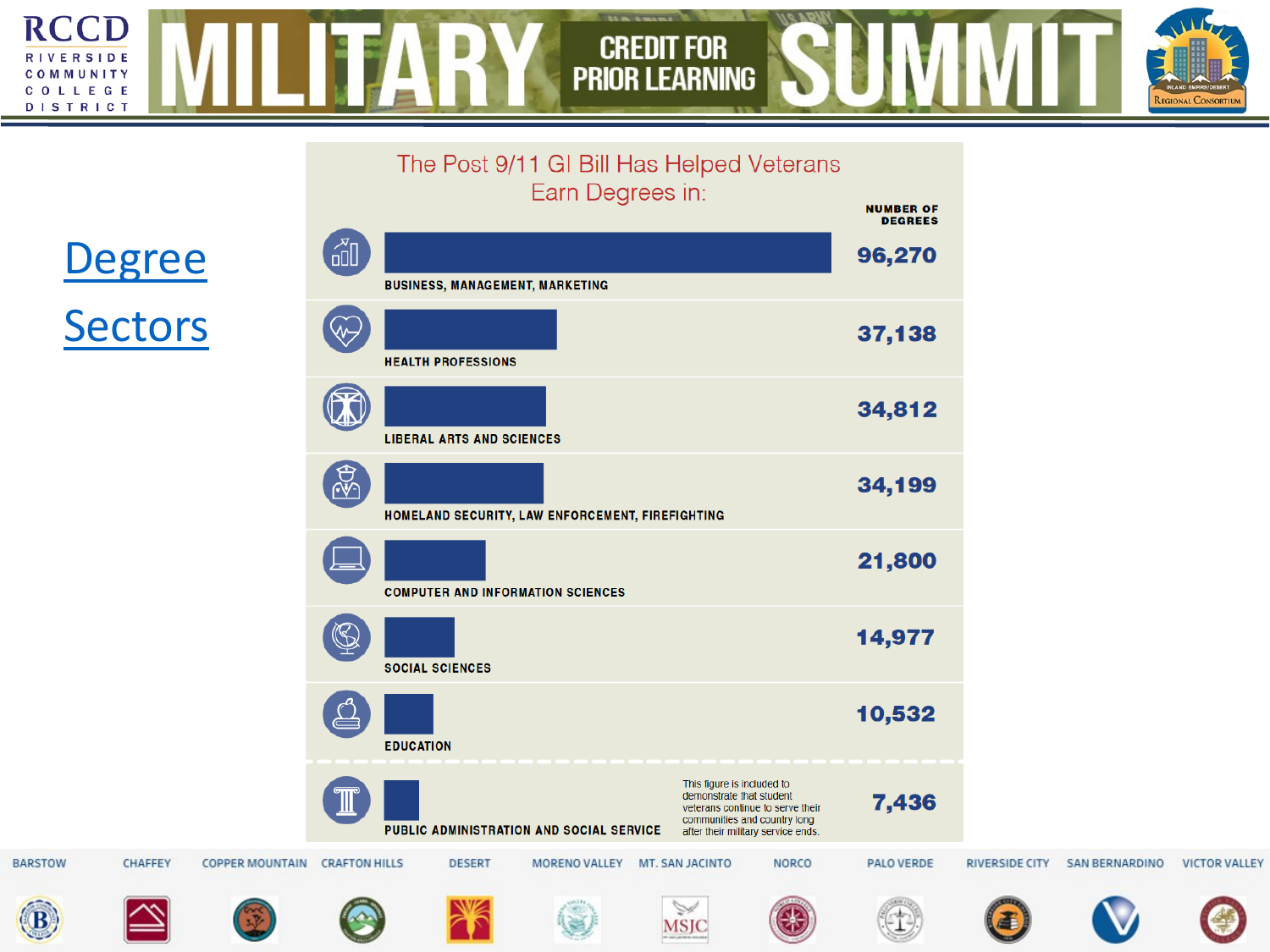# Degree Sectors

## The Post 9/11 GI Bill Has Helped Veterans Earn Degrees in:

| Sector | Number of Degrees |
|---|---|
| BUSINESS, MANAGEMENT, MARKETING | 96,270 |
| HEALTH PROFESSIONS | 37,138 |
| LIBERAL ARTS AND SCIENCES | 34,812 |
| HOMELAND SECURITY, LAW ENFORCEMENT, FIREFIGHTING | 34,199 |
| COMPUTER AND INFORMATION SCIENCES | 21,800 |
| SOCIAL SCIENCES | 14,977 |
| EDUCATION | 10,532 |
| PUBLIC ADMINISTRATION AND SOCIAL SERVICE | 7,436 |

This figure is included to demonstrate that student veterans continue to serve their communities and country long after their military service ends.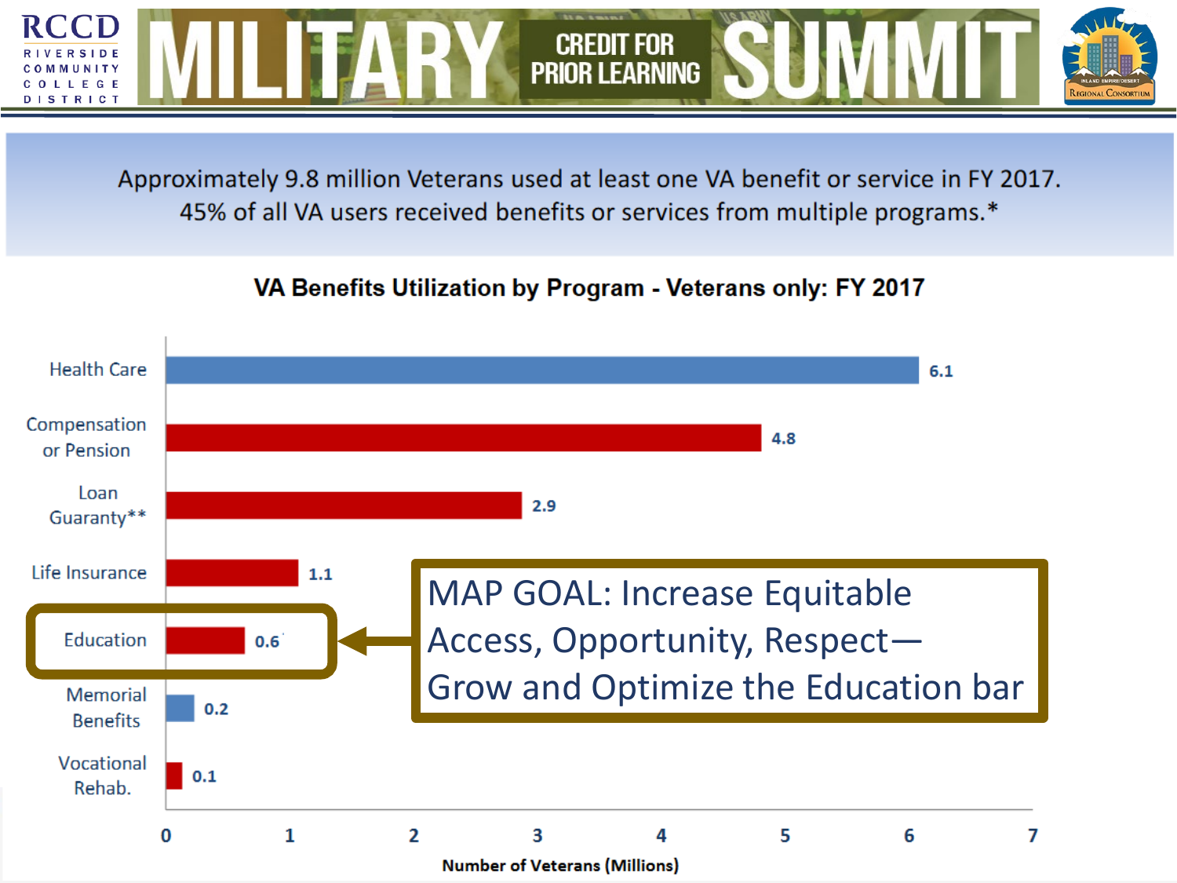# MILITARY CREDIT FOR PRIOR LEARNING SUMMIT

Approximately 9.8 million Veterans used at least one VA benefit or service in FY 2017. 45% of all VA users received benefits or services from multiple programs.*

**VA Benefits Utilization by Program - Veterans only: FY 2017**

| Program | Number of Veterans (Millions) |
| --- | --- |
| Health Care | 6.1 |
| Compensation or Pension | 4.8 |
| Loan Guaranty** | 2.9 |
| Life Insurance | 1.1 |
| Education | 0.6 |
| Memorial Benefits | 0.2 |
| Vocational Rehab. | 0.1 |

MAP GOAL: Increase Equitable Access, Opportunity, Respect—Grow and Optimize the Education bar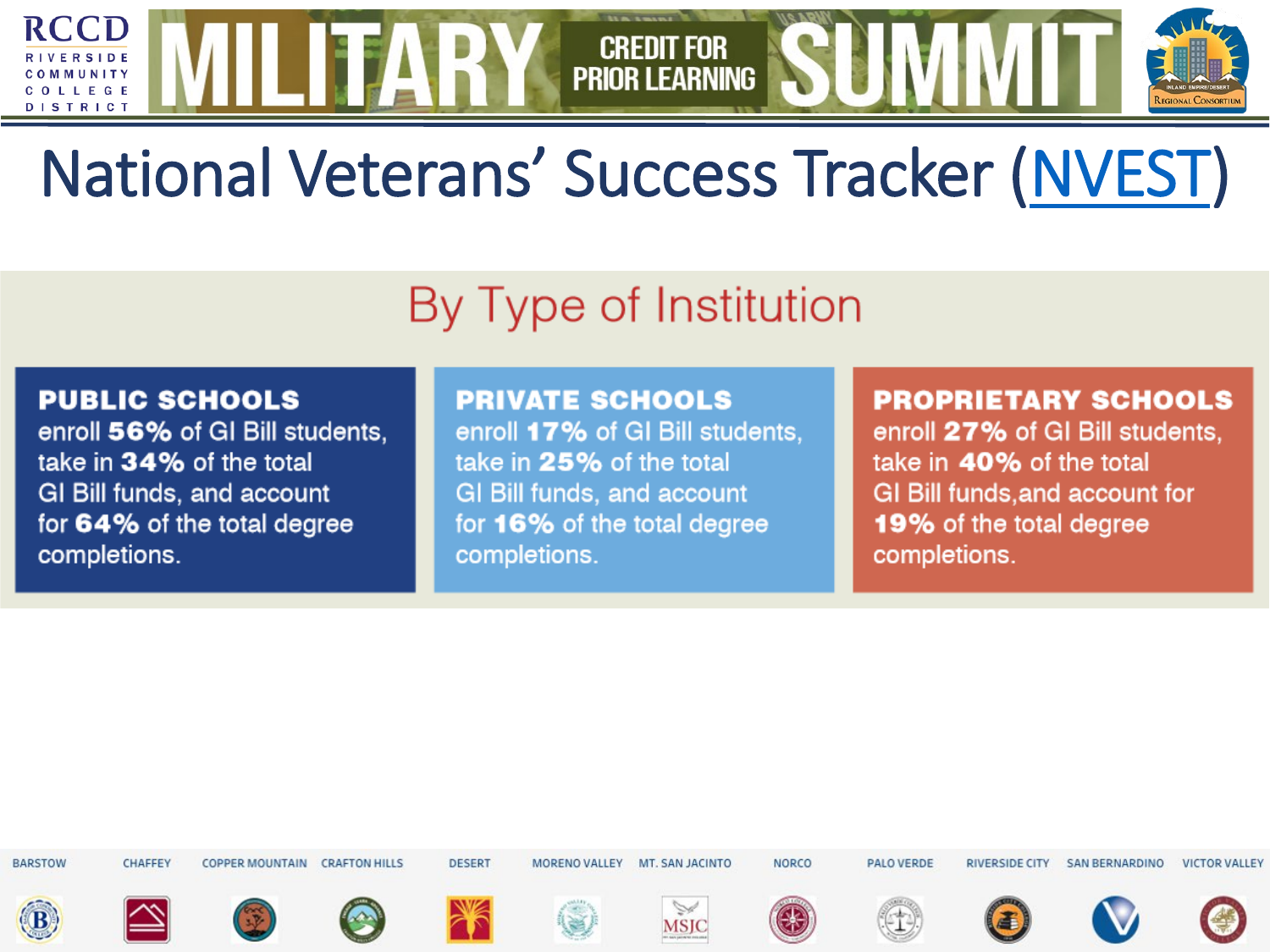# National Veterans' Success Tracker (NVEST)

## By Type of Institution

**PUBLIC SCHOOLS**
enroll **56%** of GI Bill students, take in **34%** of the total GI Bill funds, and account for **64%** of the total degree completions.

**PRIVATE SCHOOLS**
enroll **17%** of GI Bill students, take in **25%** of the total GI Bill funds, and account for **16%** of the total degree completions.

**PROPRIETARY SCHOOLS**
enroll **27%** of GI Bill students, take in **40%** of the total GI Bill funds,and account for **19%** of the total degree completions.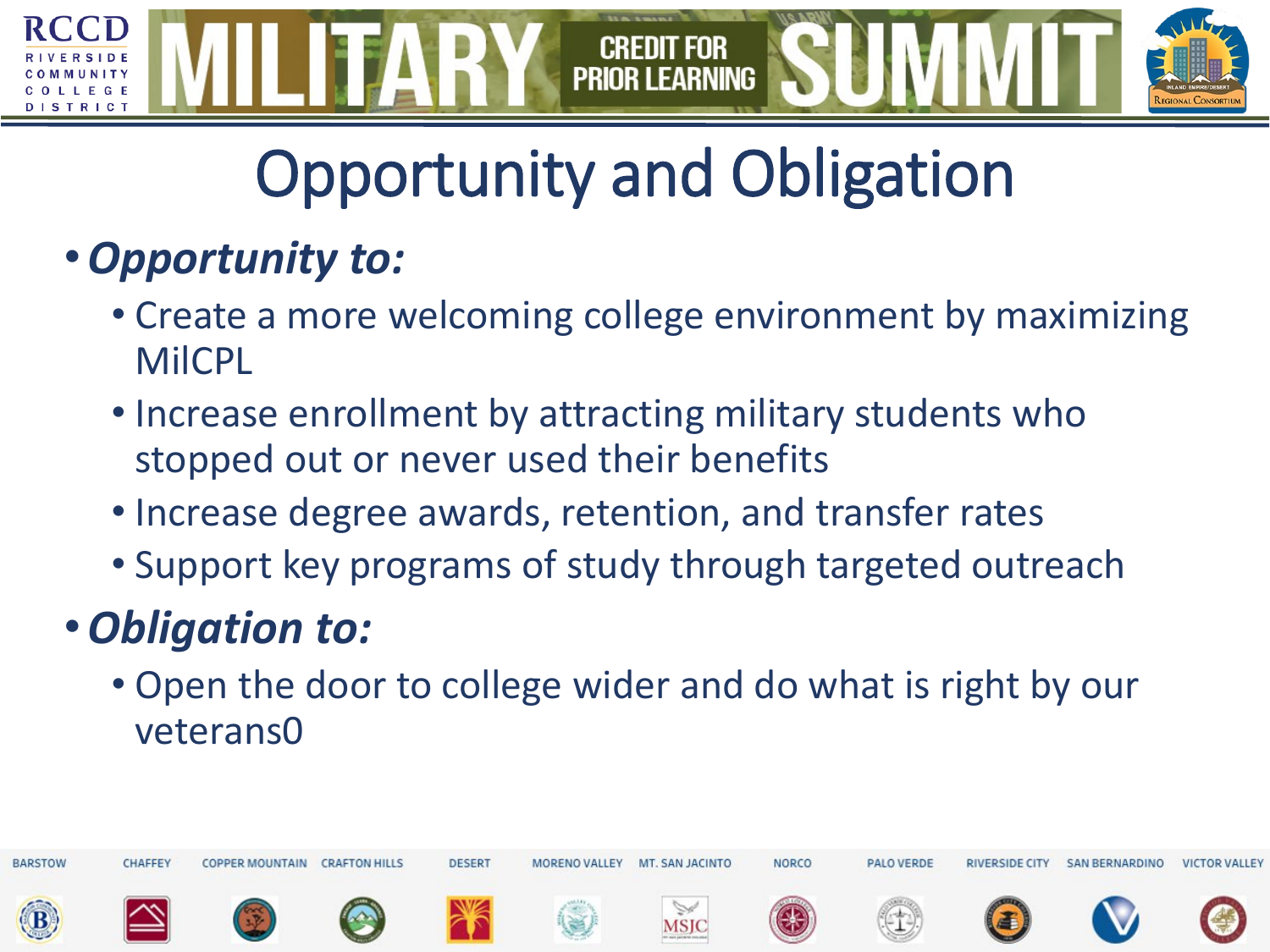# Opportunity and Obligation

- ***Opportunity to:***
  - Create a more welcoming college environment by maximizing MilCPL
  - Increase enrollment by attracting military students who stopped out or never used their benefits
  - Increase degree awards, retention, and transfer rates
  - Support key programs of study through targeted outreach
- ***Obligation to:***
  - Open the door to college wider and do what is right by our veterans0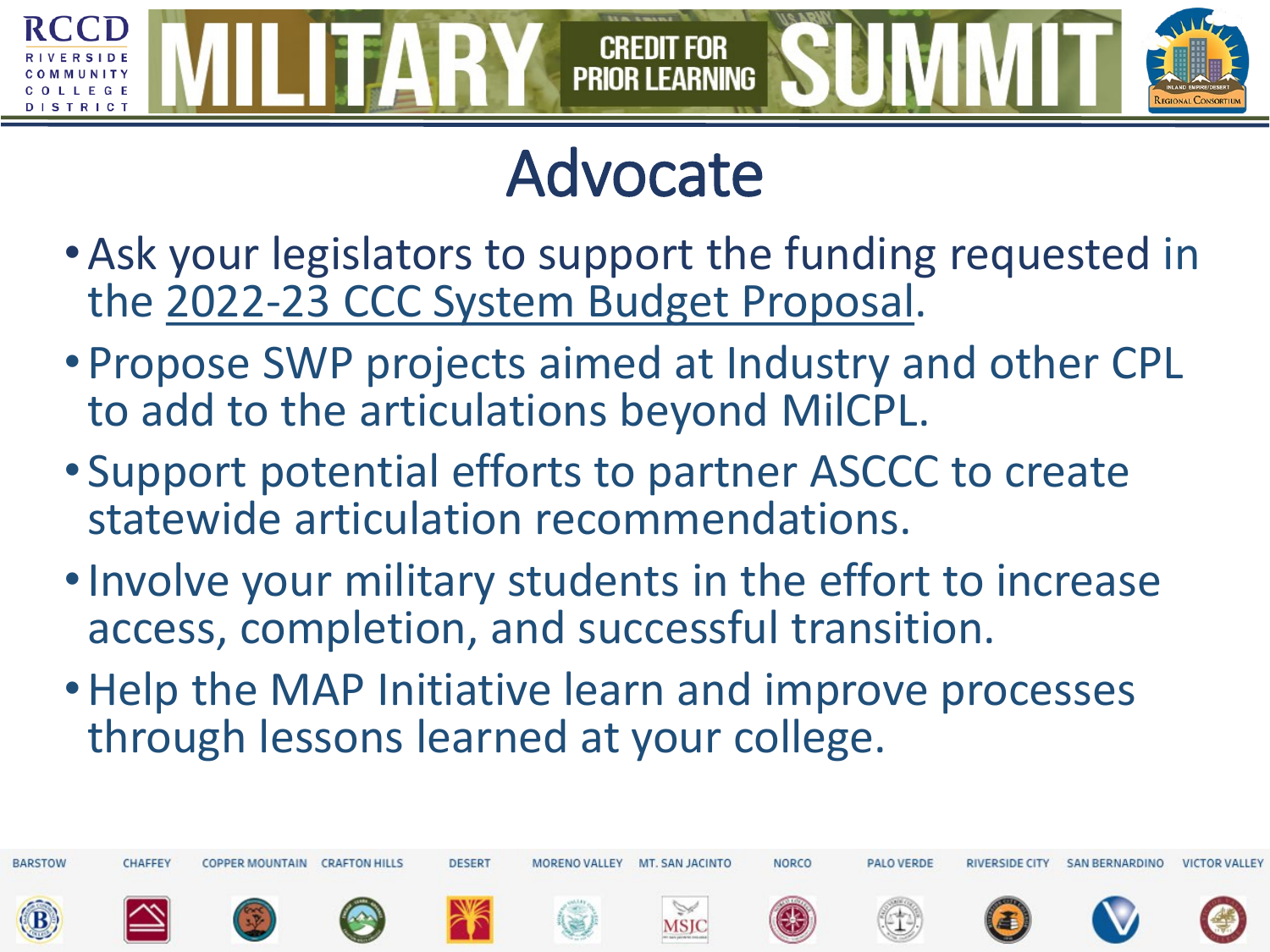# Advocate

- Ask your legislators to support the funding requested in the 2022-23 CCC System Budget Proposal.
- Propose SWP projects aimed at Industry and other CPL to add to the articulations beyond MilCPL.
- Support potential efforts to partner ASCCC to create statewide articulation recommendations.
- Involve your military students in the effort to increase access, completion, and successful transition.
- Help the MAP Initiative learn and improve processes through lessons learned at your college.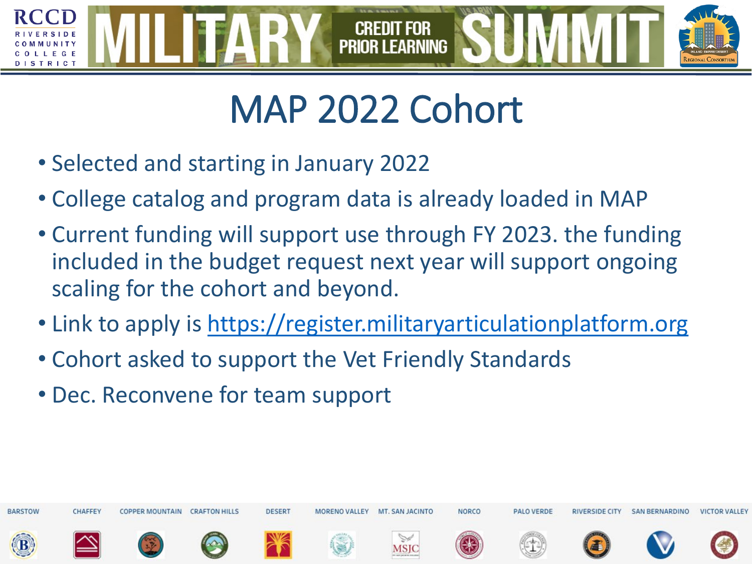# MAP 2022 Cohort

- Selected and starting in January 2022
- College catalog and program data is already loaded in MAP
- Current funding will support use through FY 2023. the funding included in the budget request next year will support ongoing scaling for the cohort and beyond.
- Link to apply is https://register.militaryarticulationplatform.org
- Cohort asked to support the Vet Friendly Standards
- Dec. Reconvene for team support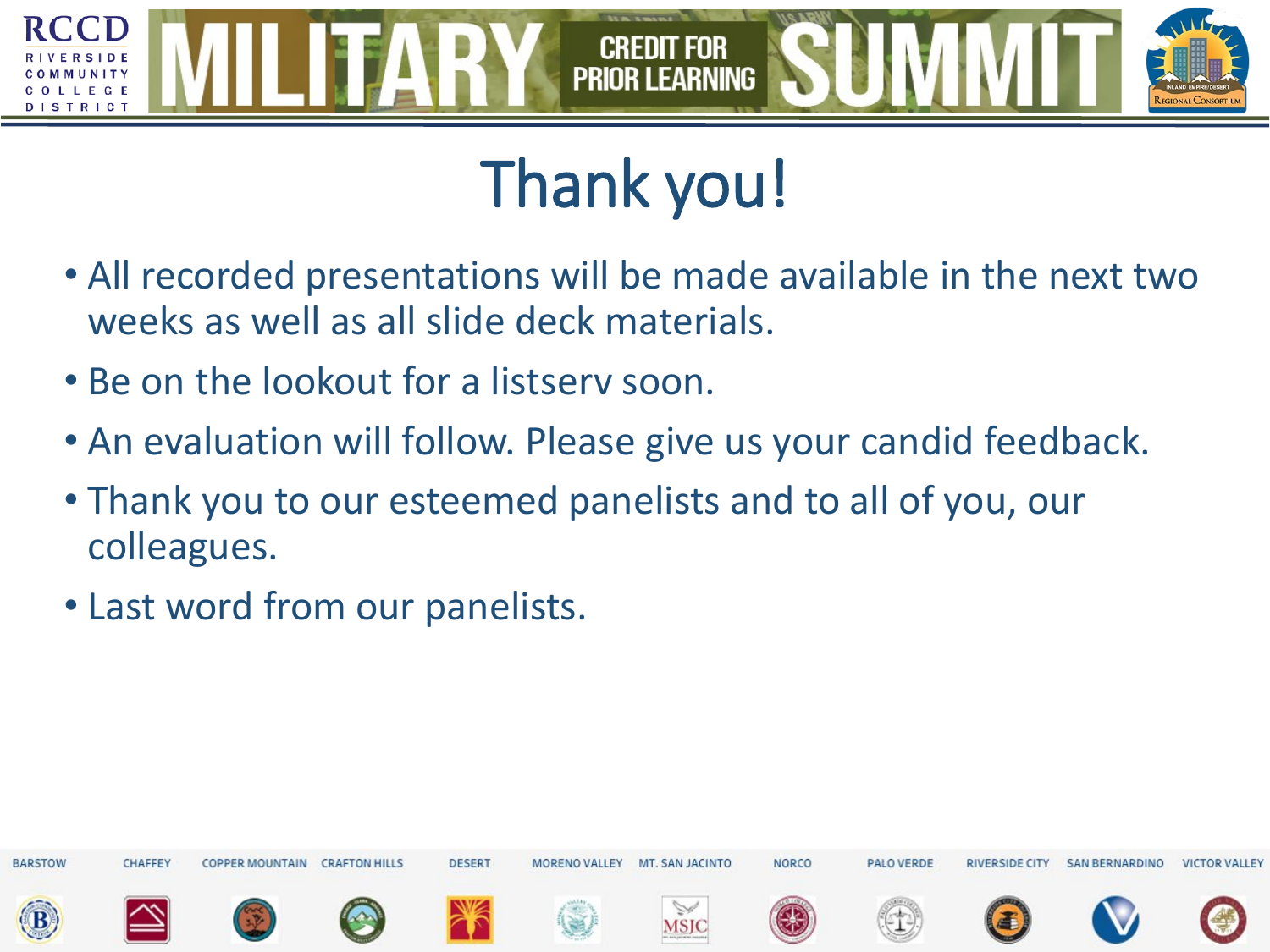# Thank you!

- All recorded presentations will be made available in the next two weeks as well as all slide deck materials.
- Be on the lookout for a listserv soon.
- An evaluation will follow. Please give us your candid feedback.
- Thank you to our esteemed panelists and to all of you, our colleagues.
- Last word from our panelists.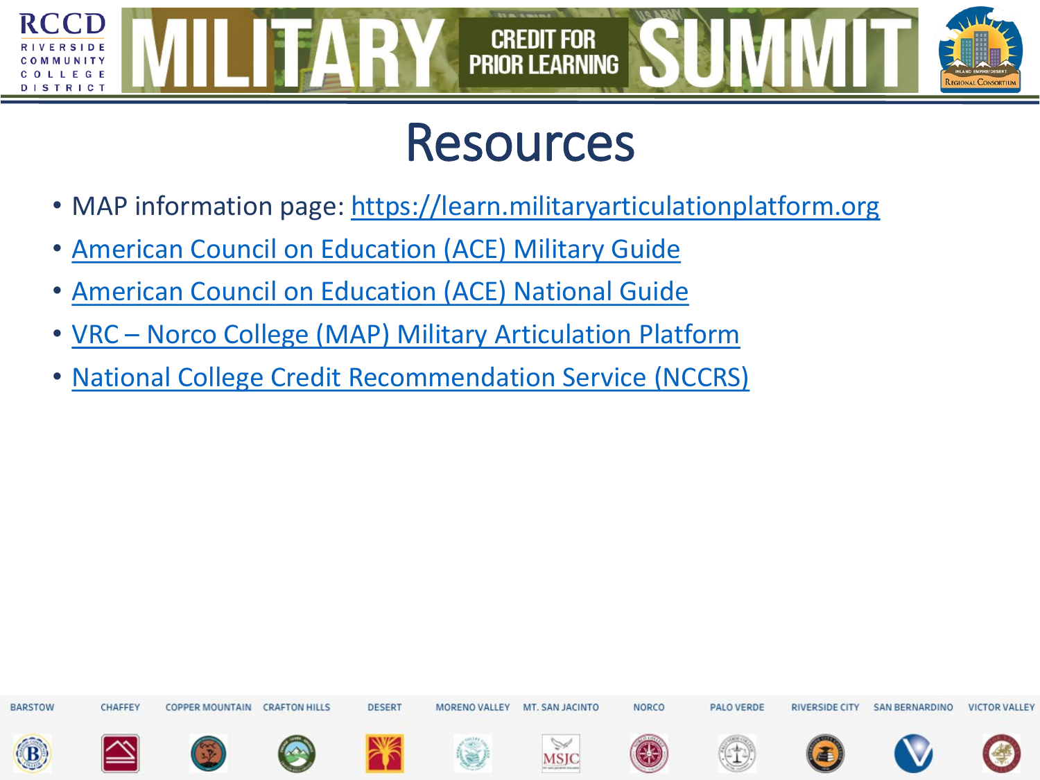# Resources

- MAP information page: https://learn.militaryarticulationplatform.org
- American Council on Education (ACE) Military Guide
- American Council on Education (ACE) National Guide
- VRC – Norco College (MAP) Military Articulation Platform
- National College Credit Recommendation Service (NCCRS)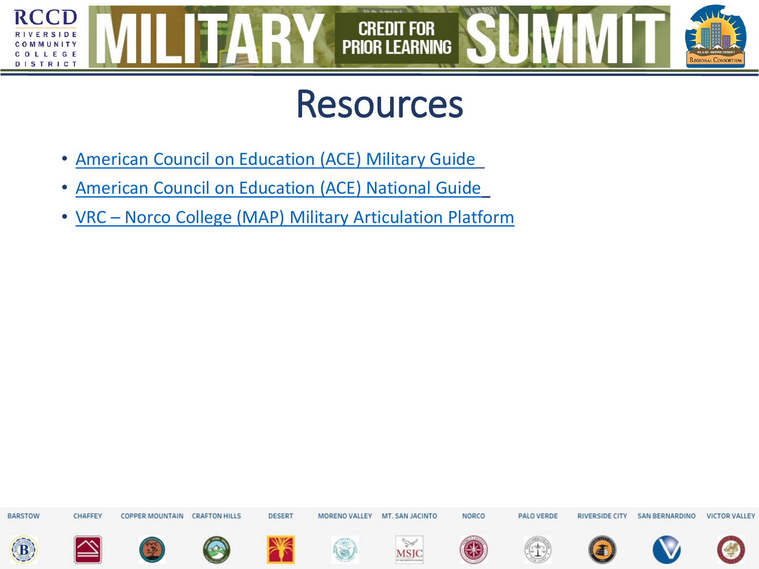# Resources

- American Council on Education (ACE) Military Guide
- American Council on Education (ACE) National Guide
- VRC – Norco College (MAP) Military Articulation Platform